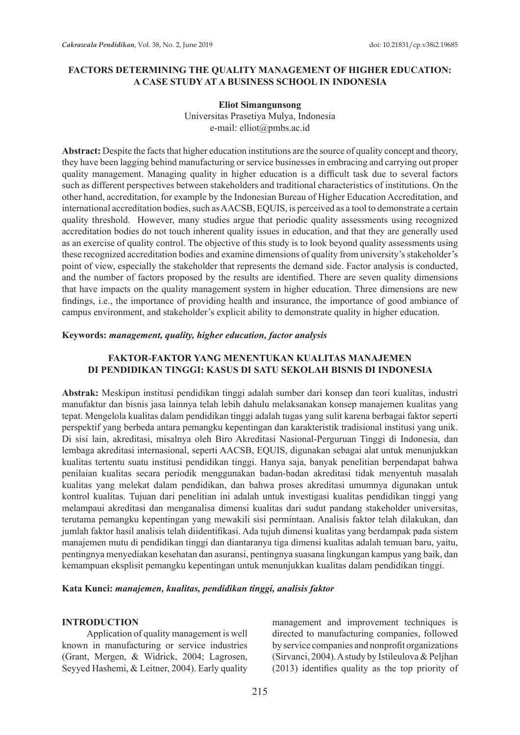# FACTORS DETERMINING THE QUALITY MANAGEMENT OF HIGHER EDUCATION: A CASE STUDY AT A BUSINESS SCHOOL IN INDONESIA

**Eliot Simangunsong**
Universitas Prasetiya Mulya, Indonesia
e-mail: elliot@pmbs.ac.id

**Abstract:** Despite the facts that higher education institutions are the source of quality concept and theory, they have been lagging behind manufacturing or service businesses in embracing and carrying out proper quality management. Managing quality in higher education is a difficult task due to several factors such as different perspectives between stakeholders and traditional characteristics of institutions. On the other hand, accreditation, for example by the Indonesian Bureau of Higher Education Accreditation, and international accreditation bodies, such as AACSB, EQUIS, is perceived as a tool to demonstrate a certain quality threshold. However, many studies argue that periodic quality assessments using recognized accreditation bodies do not touch inherent quality issues in education, and that they are generally used as an exercise of quality control. The objective of this study is to look beyond quality assessments using these recognized accreditation bodies and examine dimensions of quality from university's stakeholder's point of view, especially the stakeholder that represents the demand side. Factor analysis is conducted, and the number of factors proposed by the results are identified. There are seven quality dimensions that have impacts on the quality management system in higher education. Three dimensions are new findings, i.e., the importance of providing health and insurance, the importance of good ambiance of campus environment, and stakeholder's explicit ability to demonstrate quality in higher education.

**Keywords:** ***management, quality, higher education, factor analysis***

## FAKTOR-FAKTOR YANG MENENTUKAN KUALITAS MANAJEMEN DI PENDIDIKAN TINGGI: KASUS DI SATU SEKOLAH BISNIS DI INDONESIA

**Abstrak:** Meskipun institusi pendidikan tinggi adalah sumber dari konsep dan teori kualitas, industri manufaktur dan bisnis jasa lainnya telah lebih dahulu melaksanakan konsep manajemen kualitas yang tepat. Mengelola kualitas dalam pendidikan tinggi adalah tugas yang sulit karena berbagai faktor seperti perspektif yang berbeda antara pemangku kepentingan dan karakteristik tradisional institusi yang unik. Di sisi lain, akreditasi, misalnya oleh Biro Akreditasi Nasional-Perguruan Tinggi di Indonesia, dan lembaga akreditasi internasional, seperti AACSB, EQUIS, digunakan sebagai alat untuk menunjukkan kualitas tertentu suatu institusi pendidikan tinggi. Hanya saja, banyak penelitian berpendapat bahwa penilaian kualitas secara periodik menggunakan badan-badan akreditasi tidak menyentuh masalah kualitas yang melekat dalam pendidikan, dan bahwa proses akreditasi umumnya digunakan untuk kontrol kualitas. Tujuan dari penelitian ini adalah untuk investigasi kualitas pendidikan tinggi yang melampaui akreditasi dan menganalisa dimensi kualitas dari sudut pandang stakeholder universitas, terutama pemangku kepentingan yang mewakili sisi permintaan. Analisis faktor telah dilakukan, dan jumlah faktor hasil analisis telah diidentifikasi. Ada tujuh dimensi kualitas yang berdampak pada sistem manajemen mutu di pendidikan tinggi dan diantaranya tiga dimensi kualitas adalah temuan baru, yaitu, pentingnya menyediakan kesehatan dan asuransi, pentingnya suasana lingkungan kampus yang baik, dan kemampuan eksplisit pemangku kepentingan untuk menunjukkan kualitas dalam pendidikan tinggi.

**Kata Kunci:** ***manajemen, kualitas, pendidikan tinggi, analisis faktor***

## INTRODUCTION

Application of quality management is well known in manufacturing or service industries (Grant, Mergen, & Widrick, 2004; Lagrosen, Seyyed Hashemi, & Leitner, 2004). Early quality management and improvement techniques is directed to manufacturing companies, followed by service companies and nonprofit organizations (Sirvanci, 2004). A study by Istileulova & Peljhan (2013) identifies quality as the top priority of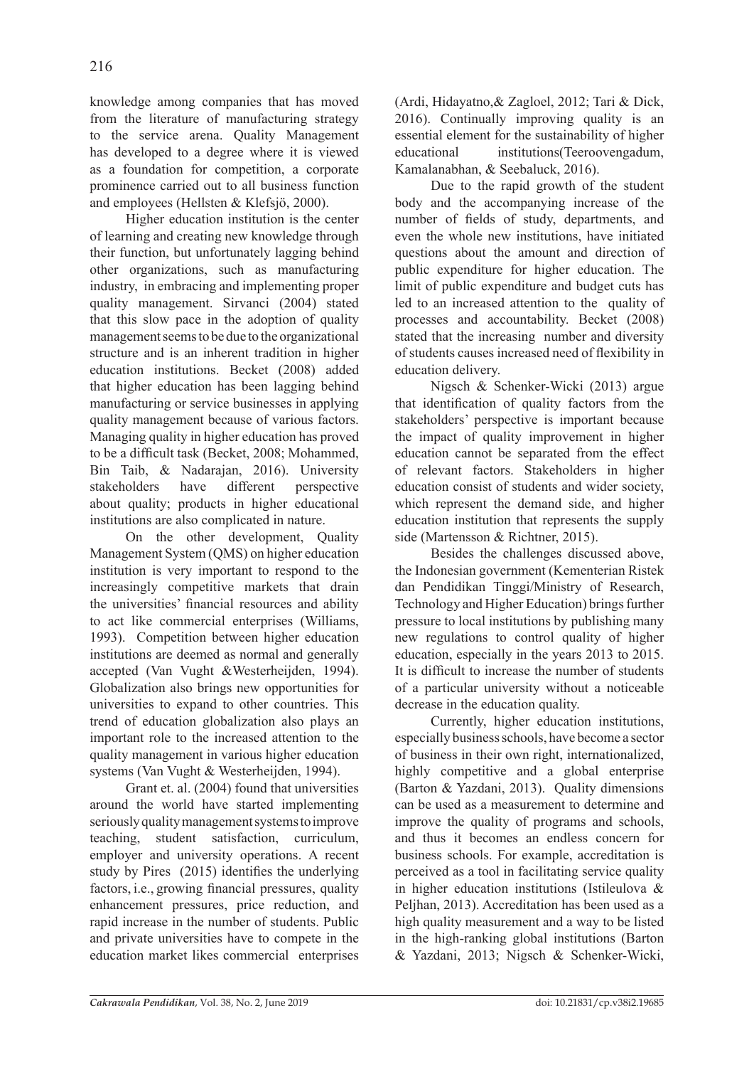knowledge among companies that has moved from the literature of manufacturing strategy to the service arena. Quality Management has developed to a degree where it is viewed as a foundation for competition, a corporate prominence carried out to all business function and employees (Hellsten & Klefsjö, 2000).

Higher education institution is the center of learning and creating new knowledge through their function, but unfortunately lagging behind other organizations, such as manufacturing industry, in embracing and implementing proper quality management. Sirvanci (2004) stated that this slow pace in the adoption of quality management seems to be due to the organizational structure and is an inherent tradition in higher education institutions. Becket (2008) added that higher education has been lagging behind manufacturing or service businesses in applying quality management because of various factors. Managing quality in higher education has proved to be a difficult task (Becket, 2008; Mohammed, Bin Taib, & Nadarajan, 2016). University stakeholders have different perspective about quality; products in higher educational institutions are also complicated in nature.

On the other development, Quality Management System (QMS) on higher education institution is very important to respond to the increasingly competitive markets that drain the universities' financial resources and ability to act like commercial enterprises (Williams, 1993). Competition between higher education institutions are deemed as normal and generally accepted (Van Vught &Westerheijden, 1994). Globalization also brings new opportunities for universities to expand to other countries. This trend of education globalization also plays an important role to the increased attention to the quality management in various higher education systems (Van Vught & Westerheijden, 1994).

Grant et. al. (2004) found that universities around the world have started implementing seriously quality management systems to improve teaching, student satisfaction, curriculum, employer and university operations. A recent study by Pires (2015) identifies the underlying factors, i.e., growing financial pressures, quality enhancement pressures, price reduction, and rapid increase in the number of students. Public and private universities have to compete in the education market likes commercial enterprises (Ardi, Hidayatno,& Zagloel, 2012; Tari & Dick, 2016). Continually improving quality is an essential element for the sustainability of higher educational institutions(Teeroovengadum, Kamalanabhan, & Seebaluck, 2016).

Due to the rapid growth of the student body and the accompanying increase of the number of fields of study, departments, and even the whole new institutions, have initiated questions about the amount and direction of public expenditure for higher education. The limit of public expenditure and budget cuts has led to an increased attention to the quality of processes and accountability. Becket (2008) stated that the increasing number and diversity of students causes increased need of flexibility in education delivery.

Nigsch & Schenker-Wicki (2013) argue that identification of quality factors from the stakeholders' perspective is important because the impact of quality improvement in higher education cannot be separated from the effect of relevant factors. Stakeholders in higher education consist of students and wider society, which represent the demand side, and higher education institution that represents the supply side (Martensson & Richtner, 2015).

Besides the challenges discussed above, the Indonesian government (Kementerian Ristek dan Pendidikan Tinggi/Ministry of Research, Technology and Higher Education) brings further pressure to local institutions by publishing many new regulations to control quality of higher education, especially in the years 2013 to 2015. It is difficult to increase the number of students of a particular university without a noticeable decrease in the education quality.

Currently, higher education institutions, especially business schools, have become a sector of business in their own right, internationalized, highly competitive and a global enterprise (Barton & Yazdani, 2013). Quality dimensions can be used as a measurement to determine and improve the quality of programs and schools, and thus it becomes an endless concern for business schools. For example, accreditation is perceived as a tool in facilitating service quality in higher education institutions (Istileulova & Peljhan, 2013). Accreditation has been used as a high quality measurement and a way to be listed in the high-ranking global institutions (Barton & Yazdani, 2013; Nigsch & Schenker-Wicki,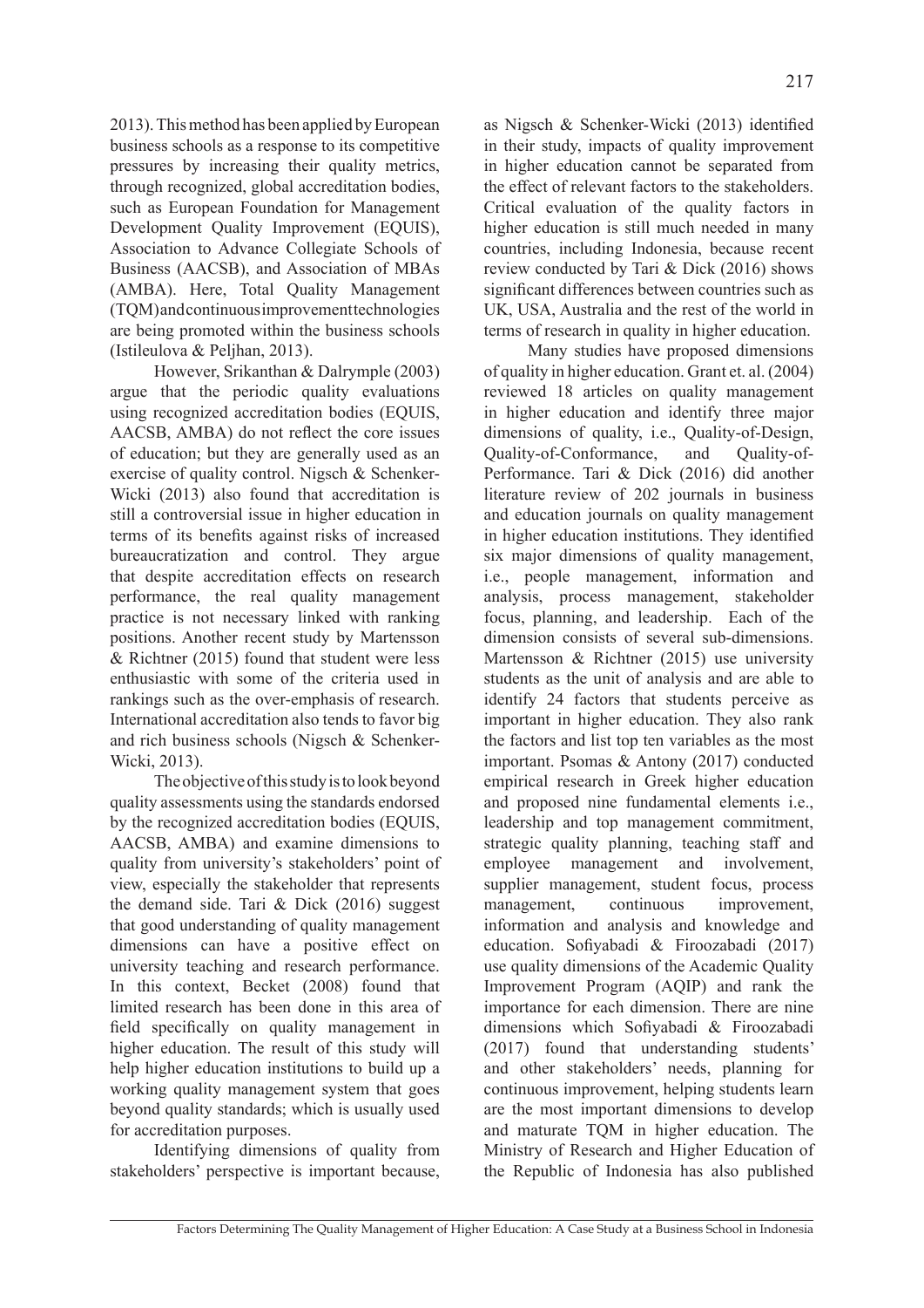2013). This method has been applied by European business schools as a response to its competitive pressures by increasing their quality metrics, through recognized, global accreditation bodies, such as European Foundation for Management Development Quality Improvement (EQUIS), Association to Advance Collegiate Schools of Business (AACSB), and Association of MBAs (AMBA). Here, Total Quality Management (TQM) and continuous improvement technologies are being promoted within the business schools (Istileulova & Peljhan, 2013).

However, Srikanthan & Dalrymple (2003) argue that the periodic quality evaluations using recognized accreditation bodies (EQUIS, AACSB, AMBA) do not reflect the core issues of education; but they are generally used as an exercise of quality control. Nigsch & Schenker-Wicki (2013) also found that accreditation is still a controversial issue in higher education in terms of its benefits against risks of increased bureaucratization and control. They argue that despite accreditation effects on research performance, the real quality management practice is not necessary linked with ranking positions. Another recent study by Martensson & Richtner (2015) found that student were less enthusiastic with some of the criteria used in rankings such as the over-emphasis of research. International accreditation also tends to favor big and rich business schools (Nigsch & Schenker-Wicki, 2013).

The objective of this study is to look beyond quality assessments using the standards endorsed by the recognized accreditation bodies (EQUIS, AACSB, AMBA) and examine dimensions to quality from university's stakeholders' point of view, especially the stakeholder that represents the demand side. Tari & Dick (2016) suggest that good understanding of quality management dimensions can have a positive effect on university teaching and research performance. In this context, Becket (2008) found that limited research has been done in this area of field specifically on quality management in higher education. The result of this study will help higher education institutions to build up a working quality management system that goes beyond quality standards; which is usually used for accreditation purposes.

Identifying dimensions of quality from stakeholders' perspective is important because, as Nigsch & Schenker-Wicki (2013) identified in their study, impacts of quality improvement in higher education cannot be separated from the effect of relevant factors to the stakeholders. Critical evaluation of the quality factors in higher education is still much needed in many countries, including Indonesia, because recent review conducted by Tari & Dick (2016) shows significant differences between countries such as UK, USA, Australia and the rest of the world in terms of research in quality in higher education.

Many studies have proposed dimensions of quality in higher education. Grant et. al. (2004) reviewed 18 articles on quality management in higher education and identify three major dimensions of quality, i.e., Quality-of-Design, Quality-of-Conformance, and Quality-of-Performance. Tari & Dick (2016) did another literature review of 202 journals in business and education journals on quality management in higher education institutions. They identified six major dimensions of quality management, i.e., people management, information and analysis, process management, stakeholder focus, planning, and leadership. Each of the dimension consists of several sub-dimensions. Martensson & Richtner (2015) use university students as the unit of analysis and are able to identify 24 factors that students perceive as important in higher education. They also rank the factors and list top ten variables as the most important. Psomas & Antony (2017) conducted empirical research in Greek higher education and proposed nine fundamental elements i.e., leadership and top management commitment, strategic quality planning, teaching staff and employee management and involvement, supplier management, student focus, process management, continuous improvement, information and analysis and knowledge and education. Sofiyabadi & Firoozabadi (2017) use quality dimensions of the Academic Quality Improvement Program (AQIP) and rank the importance for each dimension. There are nine dimensions which Sofiyabadi & Firoozabadi (2017) found that understanding students' and other stakeholders' needs, planning for continuous improvement, helping students learn are the most important dimensions to develop and maturate TQM in higher education. The Ministry of Research and Higher Education of the Republic of Indonesia has also published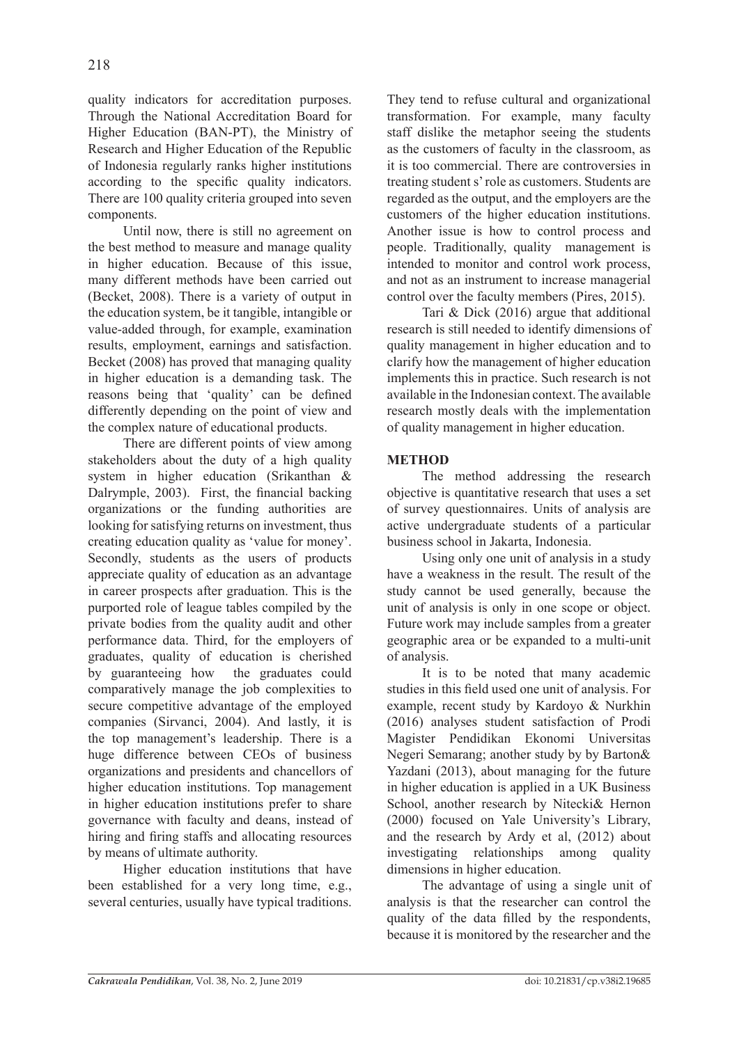quality indicators for accreditation purposes. Through the National Accreditation Board for Higher Education (BAN-PT), the Ministry of Research and Higher Education of the Republic of Indonesia regularly ranks higher institutions according to the specific quality indicators. There are 100 quality criteria grouped into seven components.

Until now, there is still no agreement on the best method to measure and manage quality in higher education. Because of this issue, many different methods have been carried out (Becket, 2008). There is a variety of output in the education system, be it tangible, intangible or value-added through, for example, examination results, employment, earnings and satisfaction. Becket (2008) has proved that managing quality in higher education is a demanding task. The reasons being that 'quality' can be defined differently depending on the point of view and the complex nature of educational products.

There are different points of view among stakeholders about the duty of a high quality system in higher education (Srikanthan & Dalrymple, 2003). First, the financial backing organizations or the funding authorities are looking for satisfying returns on investment, thus creating education quality as 'value for money'. Secondly, students as the users of products appreciate quality of education as an advantage in career prospects after graduation. This is the purported role of league tables compiled by the private bodies from the quality audit and other performance data. Third, for the employers of graduates, quality of education is cherished by guaranteeing how the graduates could comparatively manage the job complexities to secure competitive advantage of the employed companies (Sirvanci, 2004). And lastly, it is the top management's leadership. There is a huge difference between CEOs of business organizations and presidents and chancellors of higher education institutions. Top management in higher education institutions prefer to share governance with faculty and deans, instead of hiring and firing staffs and allocating resources by means of ultimate authority.

Higher education institutions that have been established for a very long time, e.g., several centuries, usually have typical traditions. They tend to refuse cultural and organizational transformation. For example, many faculty staff dislike the metaphor seeing the students as the customers of faculty in the classroom, as it is too commercial. There are controversies in treating student s' role as customers. Students are regarded as the output, and the employers are the customers of the higher education institutions. Another issue is how to control process and people. Traditionally, quality management is intended to monitor and control work process, and not as an instrument to increase managerial control over the faculty members (Pires, 2015).

Tari & Dick (2016) argue that additional research is still needed to identify dimensions of quality management in higher education and to clarify how the management of higher education implements this in practice. Such research is not available in the Indonesian context. The available research mostly deals with the implementation of quality management in higher education.

## METHOD

The method addressing the research objective is quantitative research that uses a set of survey questionnaires. Units of analysis are active undergraduate students of a particular business school in Jakarta, Indonesia.

Using only one unit of analysis in a study have a weakness in the result. The result of the study cannot be used generally, because the unit of analysis is only in one scope or object. Future work may include samples from a greater geographic area or be expanded to a multi-unit of analysis.

It is to be noted that many academic studies in this field used one unit of analysis. For example, recent study by Kardoyo & Nurkhin (2016) analyses student satisfaction of Prodi Magister Pendidikan Ekonomi Universitas Negeri Semarang; another study by by Barton& Yazdani (2013), about managing for the future in higher education is applied in a UK Business School, another research by Nitecki& Hernon (2000) focused on Yale University's Library, and the research by Ardy et al, (2012) about investigating relationships among quality dimensions in higher education.

The advantage of using a single unit of analysis is that the researcher can control the quality of the data filled by the respondents, because it is monitored by the researcher and the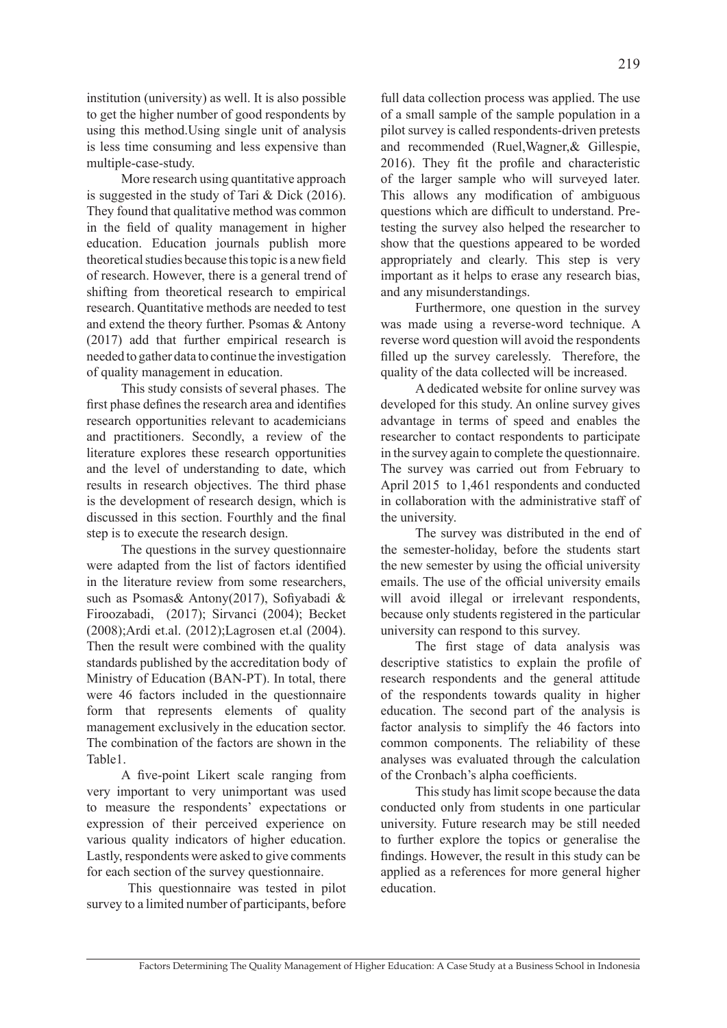institution (university) as well. It is also possible to get the higher number of good respondents by using this method.Using single unit of analysis is less time consuming and less expensive than multiple-case-study.

More research using quantitative approach is suggested in the study of Tari & Dick (2016). They found that qualitative method was common in the field of quality management in higher education. Education journals publish more theoretical studies because this topic is a new field of research. However, there is a general trend of shifting from theoretical research to empirical research. Quantitative methods are needed to test and extend the theory further. Psomas & Antony (2017) add that further empirical research is needed to gather data to continue the investigation of quality management in education.

This study consists of several phases. The first phase defines the research area and identifies research opportunities relevant to academicians and practitioners. Secondly, a review of the literature explores these research opportunities and the level of understanding to date, which results in research objectives. The third phase is the development of research design, which is discussed in this section. Fourthly and the final step is to execute the research design.

The questions in the survey questionnaire were adapted from the list of factors identified in the literature review from some researchers, such as Psomas& Antony(2017), Sofiyabadi & Firoozabadi, (2017); Sirvanci (2004); Becket (2008);Ardi et.al. (2012);Lagrosen et.al (2004). Then the result were combined with the quality standards published by the accreditation body of Ministry of Education (BAN-PT). In total, there were 46 factors included in the questionnaire form that represents elements of quality management exclusively in the education sector. The combination of the factors are shown in the Table1.

A five-point Likert scale ranging from very important to very unimportant was used to measure the respondents' expectations or expression of their perceived experience on various quality indicators of higher education. Lastly, respondents were asked to give comments for each section of the survey questionnaire.

This questionnaire was tested in pilot survey to a limited number of participants, before full data collection process was applied. The use of a small sample of the sample population in a pilot survey is called respondents-driven pretests and recommended (Ruel,Wagner,& Gillespie, 2016). They fit the profile and characteristic of the larger sample who will surveyed later. This allows any modification of ambiguous questions which are difficult to understand. Pre-testing the survey also helped the researcher to show that the questions appeared to be worded appropriately and clearly. This step is very important as it helps to erase any research bias, and any misunderstandings.

Furthermore, one question in the survey was made using a reverse-word technique. A reverse word question will avoid the respondents filled up the survey carelessly. Therefore, the quality of the data collected will be increased.

A dedicated website for online survey was developed for this study. An online survey gives advantage in terms of speed and enables the researcher to contact respondents to participate in the survey again to complete the questionnaire. The survey was carried out from February to April 2015 to 1,461 respondents and conducted in collaboration with the administrative staff of the university.

The survey was distributed in the end of the semester-holiday, before the students start the new semester by using the official university emails. The use of the official university emails will avoid illegal or irrelevant respondents, because only students registered in the particular university can respond to this survey.

The first stage of data analysis was descriptive statistics to explain the profile of research respondents and the general attitude of the respondents towards quality in higher education. The second part of the analysis is factor analysis to simplify the 46 factors into common components. The reliability of these analyses was evaluated through the calculation of the Cronbach's alpha coefficients.

This study has limit scope because the data conducted only from students in one particular university. Future research may be still needed to further explore the topics or generalise the findings. However, the result in this study can be applied as a references for more general higher education.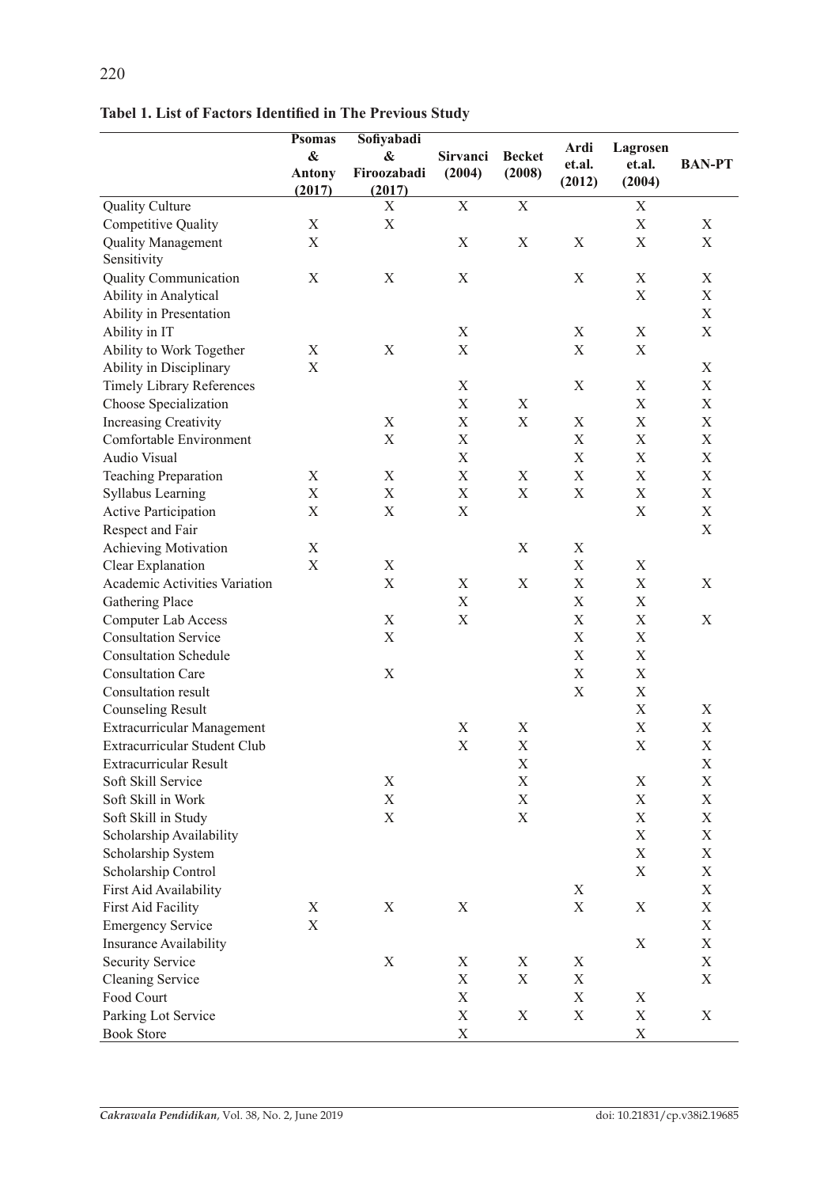**Tabel 1. List of Factors Identified in The Previous Study**

| | Psomas & Antony (2017) | Sofiyabadi & Firoozabadi (2017) | Sirvanci (2004) | Becket (2008) | Ardi et.al. (2012) | Lagrosen et.al. (2004) | BAN-PT |
|---|---|---|---|---|---|---|---|
| Quality Culture | | X | X | X | | X | |
| Competitive Quality | X | X | | | | X | X |
| Quality Management Sensitivity | X | | X | X | X | X | X |
| Quality Communication | X | X | X | | X | X | X |
| Ability in Analytical | | | | | | X | X |
| Ability in Presentation | | | | | | | X |
| Ability in IT | | | X | | X | X | X |
| Ability to Work Together | X | X | X | | X | X | |
| Ability in Disciplinary | X | | | | | | X |
| Timely Library References | | | X | | X | X | X |
| Choose Specialization | | | X | X | | X | X |
| Increasing Creativity | | X | X | X | X | X | X |
| Comfortable Environment | | X | X | | X | X | X |
| Audio Visual | | | X | | X | X | X |
| Teaching Preparation | X | X | X | X | X | X | X |
| Syllabus Learning | X | X | X | X | X | X | X |
| Active Participation | X | X | X | | | X | X |
| Respect and Fair | | | | | | | X |
| Achieving Motivation | X | | | X | X | | |
| Clear Explanation | X | X | | | X | X | |
| Academic Activities Variation | | X | X | X | X | X | X |
| Gathering Place | | | X | | X | X | |
| Computer Lab Access | | X | X | | X | X | X |
| Consultation Service | | X | | | X | X | |
| Consultation Schedule | | | | | X | X | |
| Consultation Care | | X | | | X | X | |
| Consultation result | | | | | X | X | |
| Counseling Result | | | | | | X | X |
| Extracurricular Management | | | X | X | | X | X |
| Extracurricular Student Club | | | X | X | | X | X |
| Extracurricular Result | | | | X | | | X |
| Soft Skill Service | | X | | X | | X | X |
| Soft Skill in Work | | X | | X | | X | X |
| Soft Skill in Study | | X | | X | | X | X |
| Scholarship Availability | | | | | | X | X |
| Scholarship System | | | | | | X | X |
| Scholarship Control | | | | | | X | X |
| First Aid Availability | | | | | X | | X |
| First Aid Facility | X | X | X | | X | X | X |
| Emergency Service | X | | | | | | X |
| Insurance Availability | | | | | | X | X |
| Security Service | | X | X | X | X | | X |
| Cleaning Service | | | X | X | X | | X |
| Food Court | | | X | | X | X | |
| Parking Lot Service | | | X | X | X | X | X |
| Book Store | | | X | | | X | |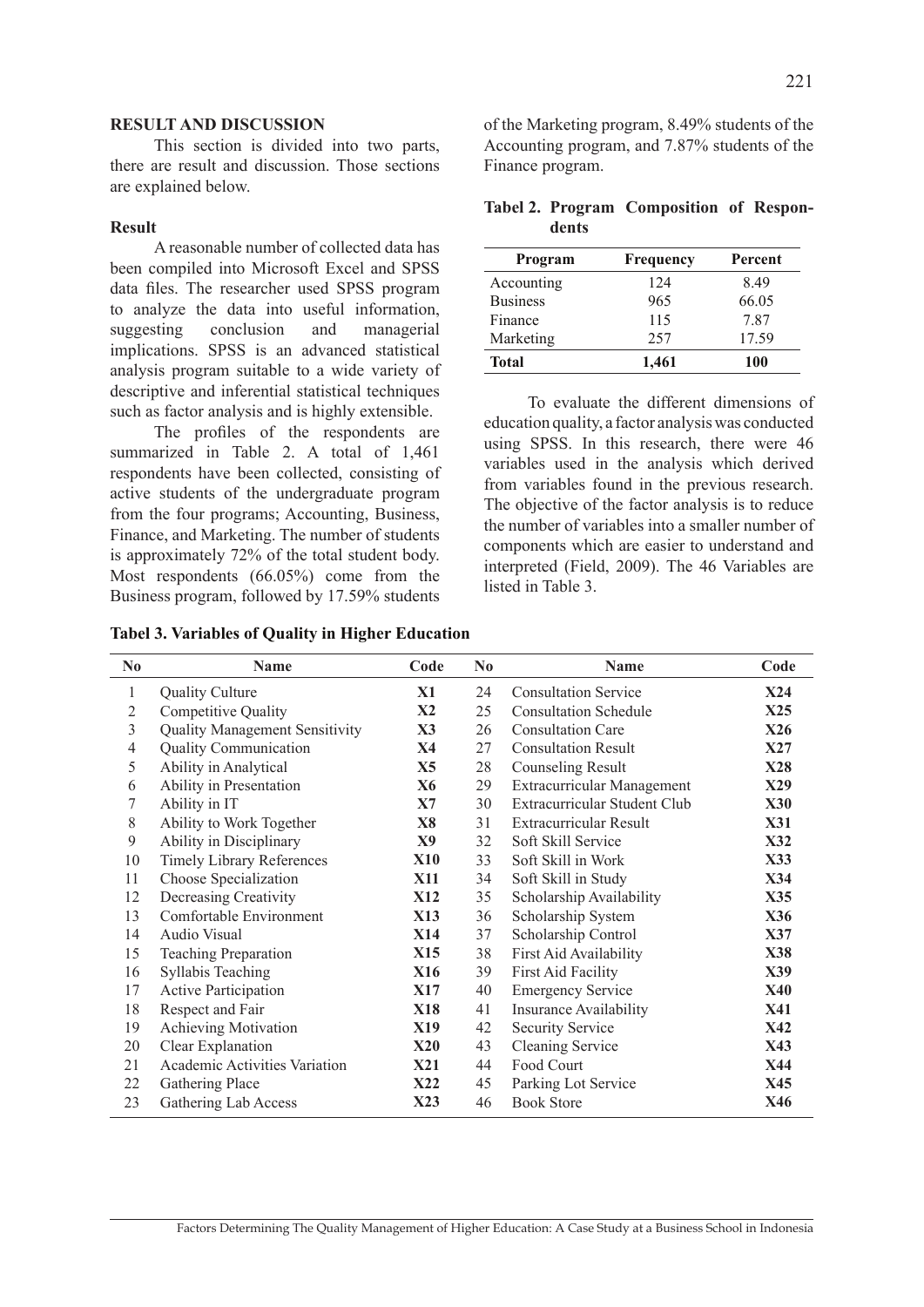## RESULT AND DISCUSSION

This section is divided into two parts, there are result and discussion. Those sections are explained below.

### Result

A reasonable number of collected data has been compiled into Microsoft Excel and SPSS data files. The researcher used SPSS program to analyze the data into useful information, suggesting conclusion and managerial implications. SPSS is an advanced statistical analysis program suitable to a wide variety of descriptive and inferential statistical techniques such as factor analysis and is highly extensible.

The profiles of the respondents are summarized in Table 2. A total of 1,461 respondents have been collected, consisting of active students of the undergraduate program from the four programs; Accounting, Business, Finance, and Marketing. The number of students is approximately 72% of the total student body. Most respondents (66.05%) come from the Business program, followed by 17.59% students of the Marketing program, 8.49% students of the Accounting program, and 7.87% students of the Finance program.

**Tabel 2. Program Composition of Respondents**

| Program | Frequency | Percent |
|---|---|---|
| Accounting | 124 | 8.49 |
| Business | 965 | 66.05 |
| Finance | 115 | 7.87 |
| Marketing | 257 | 17.59 |
| **Total** | **1,461** | **100** |

To evaluate the different dimensions of education quality, a factor analysis was conducted using SPSS. In this research, there were 46 variables used in the analysis which derived from variables found in the previous research. The objective of the factor analysis is to reduce the number of variables into a smaller number of components which are easier to understand and interpreted (Field, 2009). The 46 Variables are listed in Table 3.

**Tabel 3. Variables of Quality in Higher Education**

| No | Name | Code | No | Name | Code |
|---|---|---|---|---|---|
| 1 | Quality Culture | **X1** | 24 | Consultation Service | **X24** |
| 2 | Competitive Quality | **X2** | 25 | Consultation Schedule | **X25** |
| 3 | Quality Management Sensitivity | **X3** | 26 | Consultation Care | **X26** |
| 4 | Quality Communication | **X4** | 27 | Consultation Result | **X27** |
| 5 | Ability in Analytical | **X5** | 28 | Counseling Result | **X28** |
| 6 | Ability in Presentation | **X6** | 29 | Extracurricular Management | **X29** |
| 7 | Ability in IT | **X7** | 30 | Extracurricular Student Club | **X30** |
| 8 | Ability to Work Together | **X8** | 31 | Extracurricular Result | **X31** |
| 9 | Ability in Disciplinary | **X9** | 32 | Soft Skill Service | **X32** |
| 10 | Timely Library References | **X10** | 33 | Soft Skill in Work | **X33** |
| 11 | Choose Specialization | **X11** | 34 | Soft Skill in Study | **X34** |
| 12 | Decreasing Creativity | **X12** | 35 | Scholarship Availability | **X35** |
| 13 | Comfortable Environment | **X13** | 36 | Scholarship System | **X36** |
| 14 | Audio Visual | **X14** | 37 | Scholarship Control | **X37** |
| 15 | Teaching Preparation | **X15** | 38 | First Aid Availability | **X38** |
| 16 | Syllabis Teaching | **X16** | 39 | First Aid Facility | **X39** |
| 17 | Active Participation | **X17** | 40 | Emergency Service | **X40** |
| 18 | Respect and Fair | **X18** | 41 | Insurance Availability | **X41** |
| 19 | Achieving Motivation | **X19** | 42 | Security Service | **X42** |
| 20 | Clear Explanation | **X20** | 43 | Cleaning Service | **X43** |
| 21 | Academic Activities Variation | **X21** | 44 | Food Court | **X44** |
| 22 | Gathering Place | **X22** | 45 | Parking Lot Service | **X45** |
| 23 | Gathering Lab Access | **X23** | 46 | Book Store | **X46** |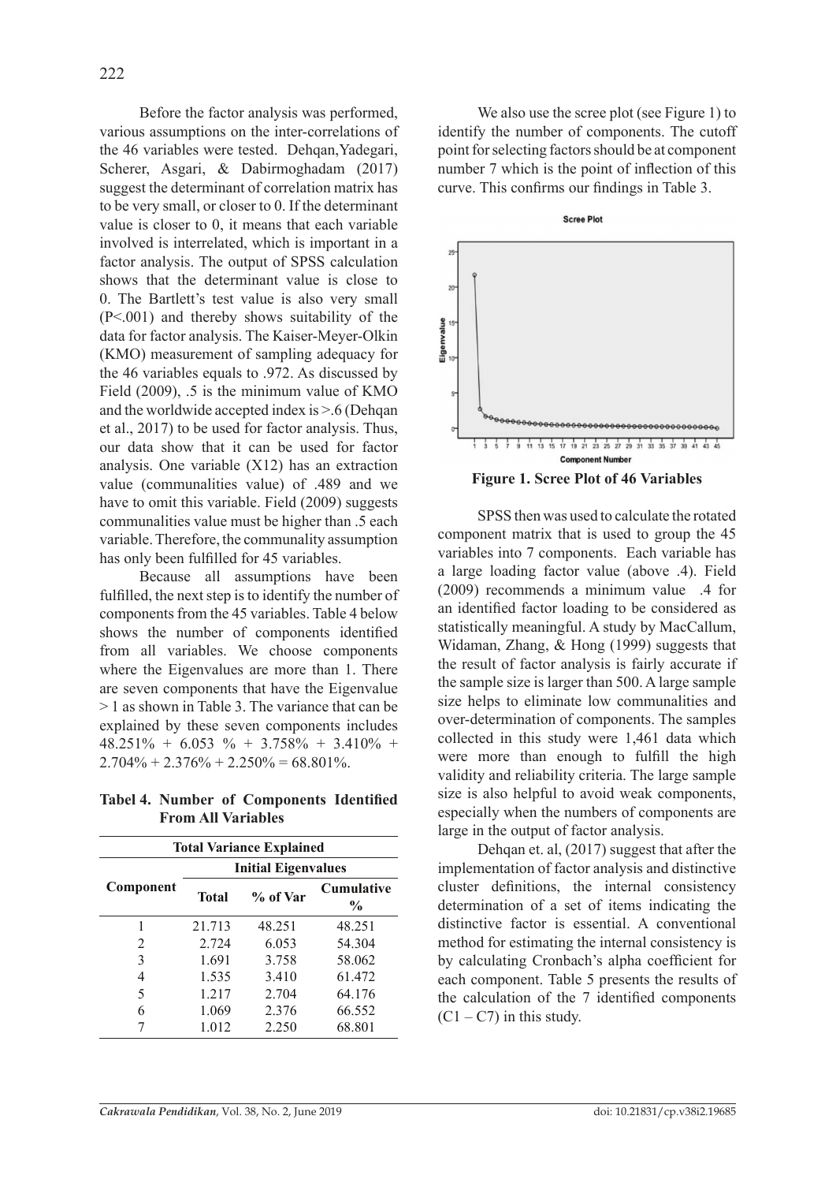Before the factor analysis was performed, various assumptions on the inter-correlations of the 46 variables were tested. Dehqan, Yadegari, Scherer, Asgari, & Dabirmoghadam (2017) suggest the determinant of correlation matrix has to be very small, or closer to 0. If the determinant value is closer to 0, it means that each variable involved is interrelated, which is important in a factor analysis. The output of SPSS calculation shows that the determinant value is close to 0. The Bartlett's test value is also very small (P<.001) and thereby shows suitability of the data for factor analysis. The Kaiser-Meyer-Olkin (KMO) measurement of sampling adequacy for the 46 variables equals to .972. As discussed by Field (2009), .5 is the minimum value of KMO and the worldwide accepted index is >.6 (Dehqan et al., 2017) to be used for factor analysis. Thus, our data show that it can be used for factor analysis. One variable (X12) has an extraction value (communalities value) of .489 and we have to omit this variable. Field (2009) suggests communalities value must be higher than .5 each variable. Therefore, the communality assumption has only been fulfilled for 45 variables.

Because all assumptions have been fulfilled, the next step is to identify the number of components from the 45 variables. Table 4 below shows the number of components identified from all variables. We choose components where the Eigenvalues are more than 1. There are seven components that have the Eigenvalue > 1 as shown in Table 3. The variance that can be explained by these seven components includes 48.251% + 6.053 % + 3.758% + 3.410% + 2.704% + 2.376% + 2.250% = 68.801%.

**Tabel 4. Number of Components Identified From All Variables**

| Total Variance Explained | | | |
|---|---|---|---|
| Component | Initial Eigenvalues | | |
| | Total | % of Var | Cumulative % |
| 1 | 21.713 | 48.251 | 48.251 |
| 2 | 2.724 | 6.053 | 54.304 |
| 3 | 1.691 | 3.758 | 58.062 |
| 4 | 1.535 | 3.410 | 61.472 |
| 5 | 1.217 | 2.704 | 64.176 |
| 6 | 1.069 | 2.376 | 66.552 |
| 7 | 1.012 | 2.250 | 68.801 |

We also use the scree plot (see Figure 1) to identify the number of components. The cutoff point for selecting factors should be at component number 7 which is the point of inflection of this curve. This confirms our findings in Table 3.

**Figure 1. Scree Plot of 46 Variables**

SPSS then was used to calculate the rotated component matrix that is used to group the 45 variables into 7 components. Each variable has a large loading factor value (above .4). Field (2009) recommends a minimum value .4 for an identified factor loading to be considered as statistically meaningful. A study by MacCallum, Widaman, Zhang, & Hong (1999) suggests that the result of factor analysis is fairly accurate if the sample size is larger than 500. A large sample size helps to eliminate low communalities and over-determination of components. The samples collected in this study were 1,461 data which were more than enough to fulfill the high validity and reliability criteria. The large sample size is also helpful to avoid weak components, especially when the numbers of components are large in the output of factor analysis.

Dehqan et. al, (2017) suggest that after the implementation of factor analysis and distinctive cluster definitions, the internal consistency determination of a set of items indicating the distinctive factor is essential. A conventional method for estimating the internal consistency is by calculating Cronbach's alpha coefficient for each component. Table 5 presents the results of the calculation of the 7 identified components (C1 – C7) in this study.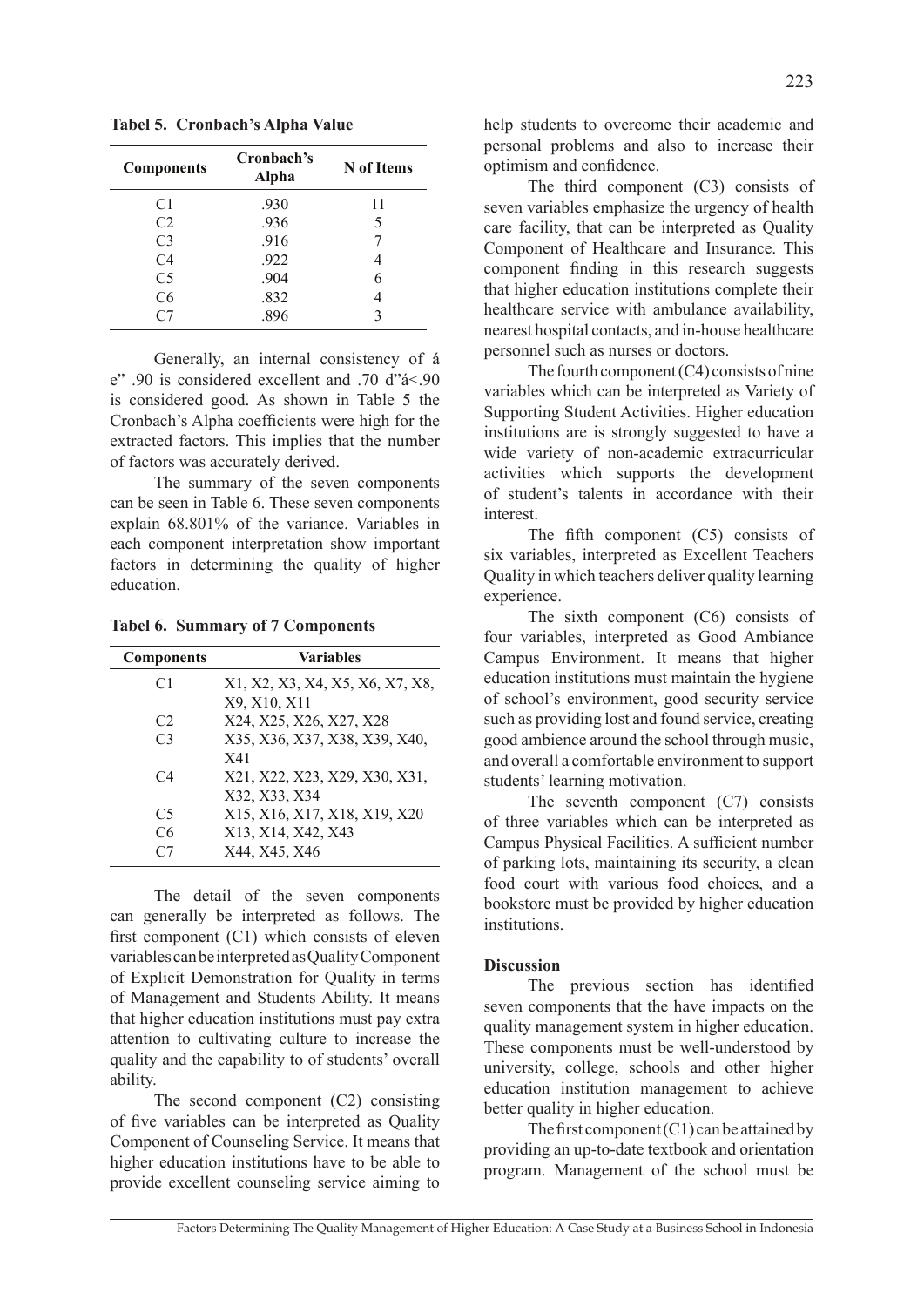**Tabel 5. Cronbach's Alpha Value**

| Components | Cronbach's Alpha | N of Items |
|---|---|---|
| C1 | .930 | 11 |
| C2 | .936 | 5 |
| C3 | .916 | 7 |
| C4 | .922 | 4 |
| C5 | .904 | 6 |
| C6 | .832 | 4 |
| C7 | .896 | 3 |

Generally, an internal consistency of á e" .90 is considered excellent and .70 d"á<.90 is considered good. As shown in Table 5 the Cronbach's Alpha coefficients were high for the extracted factors. This implies that the number of factors was accurately derived.

The summary of the seven components can be seen in Table 6. These seven components explain 68.801% of the variance. Variables in each component interpretation show important factors in determining the quality of higher education.

**Tabel 6. Summary of 7 Components**

| Components | Variables |
|---|---|
| C1 | X1, X2, X3, X4, X5, X6, X7, X8, X9, X10, X11 |
| C2 | X24, X25, X26, X27, X28 |
| C3 | X35, X36, X37, X38, X39, X40, X41 |
| C4 | X21, X22, X23, X29, X30, X31, X32, X33, X34 |
| C5 | X15, X16, X17, X18, X19, X20 |
| C6 | X13, X14, X42, X43 |
| C7 | X44, X45, X46 |

The detail of the seven components can generally be interpreted as follows. The first component (C1) which consists of eleven variables can be interpreted as Quality Component of Explicit Demonstration for Quality in terms of Management and Students Ability. It means that higher education institutions must pay extra attention to cultivating culture to increase the quality and the capability to of students' overall ability.

The second component (C2) consisting of five variables can be interpreted as Quality Component of Counseling Service. It means that higher education institutions have to be able to provide excellent counseling service aiming to help students to overcome their academic and personal problems and also to increase their optimism and confidence.

The third component (C3) consists of seven variables emphasize the urgency of health care facility, that can be interpreted as Quality Component of Healthcare and Insurance. This component finding in this research suggests that higher education institutions complete their healthcare service with ambulance availability, nearest hospital contacts, and in-house healthcare personnel such as nurses or doctors.

The fourth component (C4) consists of nine variables which can be interpreted as Variety of Supporting Student Activities. Higher education institutions are is strongly suggested to have a wide variety of non-academic extracurricular activities which supports the development of student's talents in accordance with their interest.

The fifth component (C5) consists of six variables, interpreted as Excellent Teachers Quality in which teachers deliver quality learning experience.

The sixth component (C6) consists of four variables, interpreted as Good Ambiance Campus Environment. It means that higher education institutions must maintain the hygiene of school's environment, good security service such as providing lost and found service, creating good ambience around the school through music, and overall a comfortable environment to support students' learning motivation.

The seventh component (C7) consists of three variables which can be interpreted as Campus Physical Facilities. A sufficient number of parking lots, maintaining its security, a clean food court with various food choices, and a bookstore must be provided by higher education institutions.

**Discussion**

The previous section has identified seven components that the have impacts on the quality management system in higher education. These components must be well-understood by university, college, schools and other higher education institution management to achieve better quality in higher education.

The first component (C1) can be attained by providing an up-to-date textbook and orientation program. Management of the school must be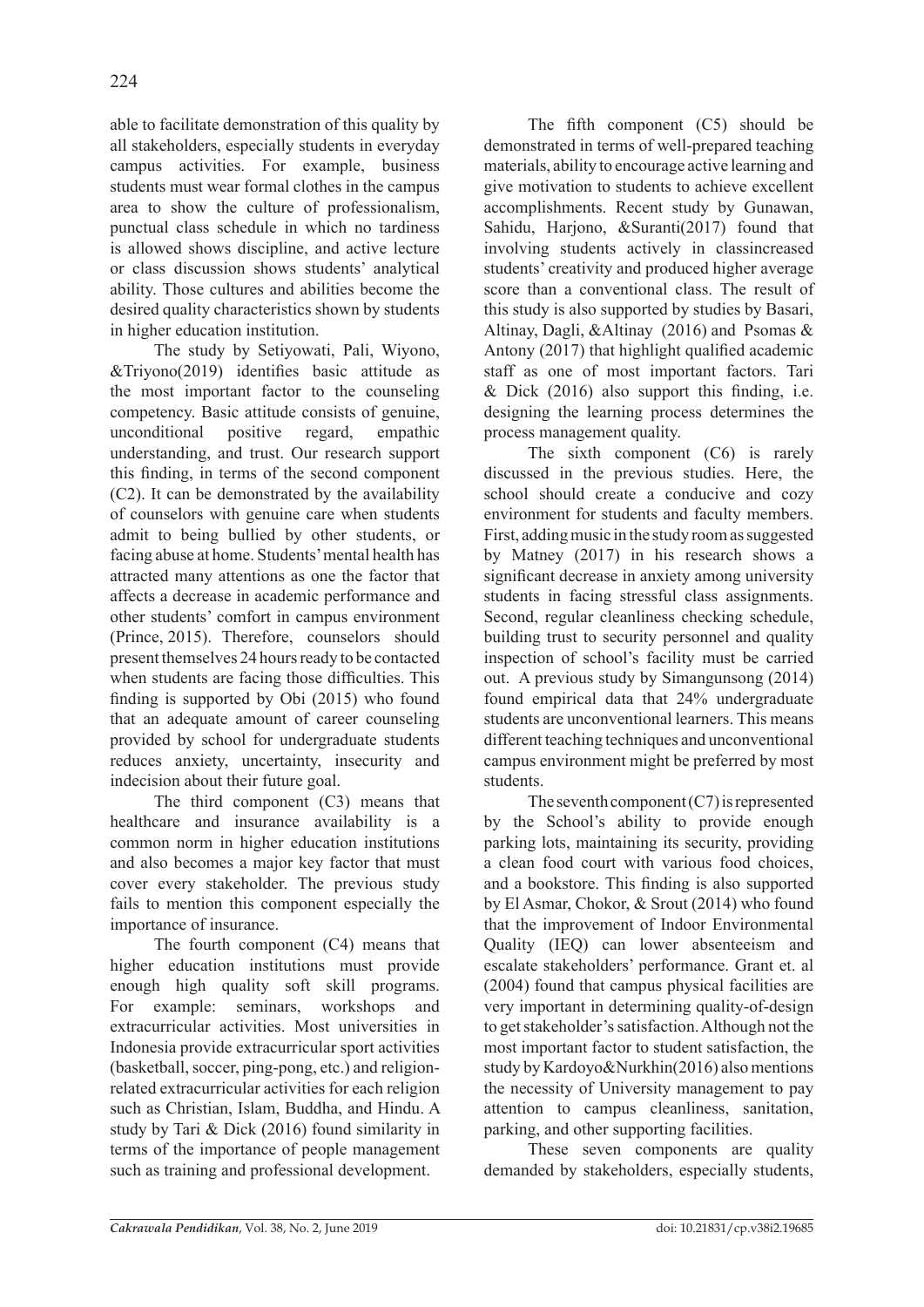able to facilitate demonstration of this quality by all stakeholders, especially students in everyday campus activities. For example, business students must wear formal clothes in the campus area to show the culture of professionalism, punctual class schedule in which no tardiness is allowed shows discipline, and active lecture or class discussion shows students' analytical ability. Those cultures and abilities become the desired quality characteristics shown by students in higher education institution.

The study by Setiyowati, Pali, Wiyono, &Triyono(2019) identifies basic attitude as the most important factor to the counseling competency. Basic attitude consists of genuine, unconditional positive regard, empathic understanding, and trust. Our research support this finding, in terms of the second component (C2). It can be demonstrated by the availability of counselors with genuine care when students admit to being bullied by other students, or facing abuse at home. Students' mental health has attracted many attentions as one the factor that affects a decrease in academic performance and other students' comfort in campus environment (Prince, 2015). Therefore, counselors should present themselves 24 hours ready to be contacted when students are facing those difficulties. This finding is supported by Obi (2015) who found that an adequate amount of career counseling provided by school for undergraduate students reduces anxiety, uncertainty, insecurity and indecision about their future goal.

The third component (C3) means that healthcare and insurance availability is a common norm in higher education institutions and also becomes a major key factor that must cover every stakeholder. The previous study fails to mention this component especially the importance of insurance.

The fourth component (C4) means that higher education institutions must provide enough high quality soft skill programs. For example: seminars, workshops and extracurricular activities. Most universities in Indonesia provide extracurricular sport activities (basketball, soccer, ping-pong, etc.) and religion-related extracurricular activities for each religion such as Christian, Islam, Buddha, and Hindu. A study by Tari & Dick (2016) found similarity in terms of the importance of people management such as training and professional development.

The fifth component (C5) should be demonstrated in terms of well-prepared teaching materials, ability to encourage active learning and give motivation to students to achieve excellent accomplishments. Recent study by Gunawan, Sahidu, Harjono, &Suranti(2017) found that involving students actively in classincreased students' creativity and produced higher average score than a conventional class. The result of this study is also supported by studies by Basari, Altinay, Dagli, &Altinay (2016) and Psomas & Antony (2017) that highlight qualified academic staff as one of most important factors. Tari & Dick (2016) also support this finding, i.e. designing the learning process determines the process management quality.

The sixth component (C6) is rarely discussed in the previous studies. Here, the school should create a conducive and cozy environment for students and faculty members. First, adding music in the study room as suggested by Matney (2017) in his research shows a significant decrease in anxiety among university students in facing stressful class assignments. Second, regular cleanliness checking schedule, building trust to security personnel and quality inspection of school's facility must be carried out. A previous study by Simangunsong (2014) found empirical data that 24% undergraduate students are unconventional learners. This means different teaching techniques and unconventional campus environment might be preferred by most students.

The seventh component (C7) is represented by the School's ability to provide enough parking lots, maintaining its security, providing a clean food court with various food choices, and a bookstore. This finding is also supported by El Asmar, Chokor, & Srout (2014) who found that the improvement of Indoor Environmental Quality (IEQ) can lower absenteeism and escalate stakeholders' performance. Grant et. al (2004) found that campus physical facilities are very important in determining quality-of-design to get stakeholder's satisfaction. Although not the most important factor to student satisfaction, the study by Kardoyo&Nurkhin(2016) also mentions the necessity of University management to pay attention to campus cleanliness, sanitation, parking, and other supporting facilities.

These seven components are quality demanded by stakeholders, especially students,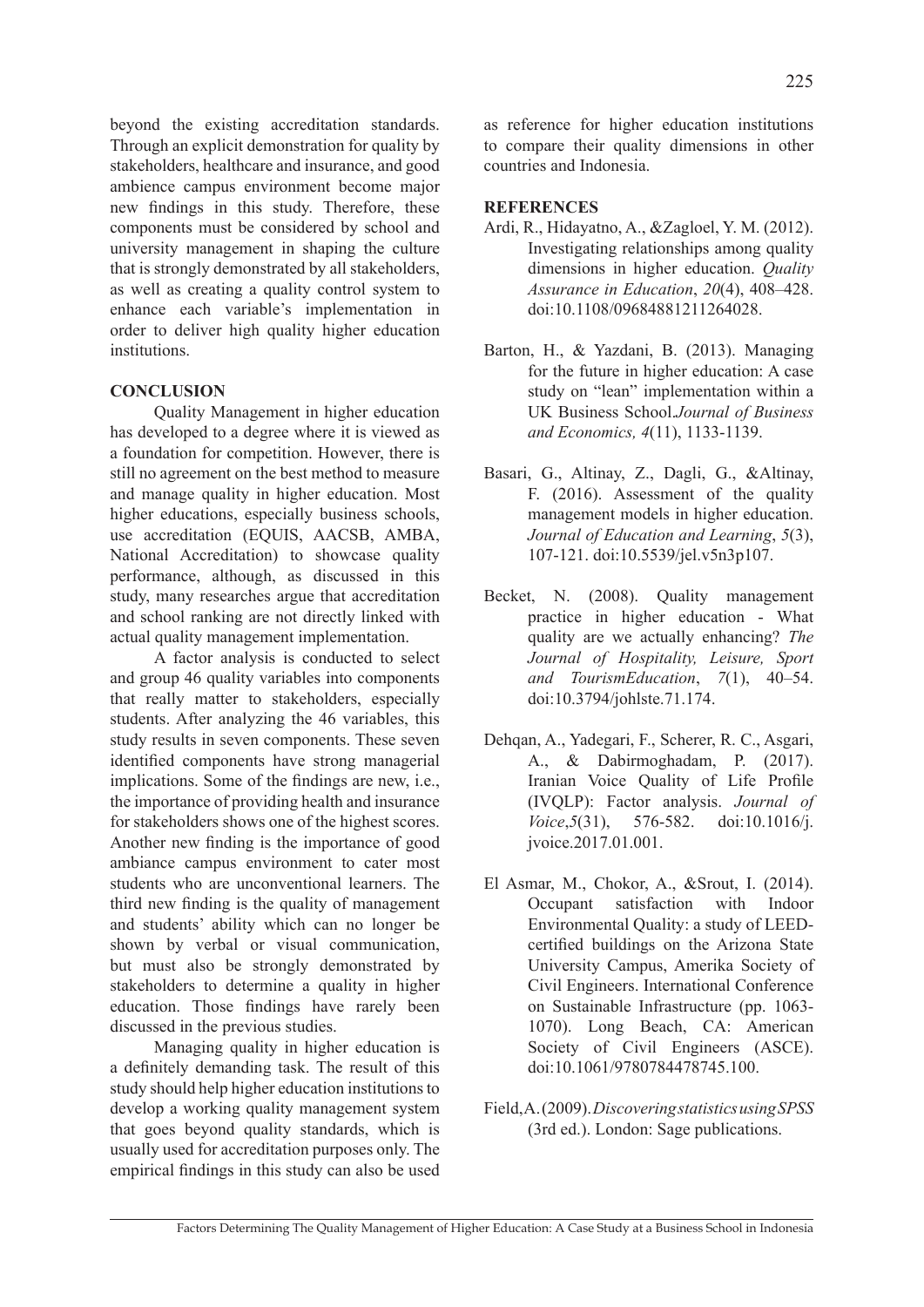beyond the existing accreditation standards. Through an explicit demonstration for quality by stakeholders, healthcare and insurance, and good ambience campus environment become major new findings in this study. Therefore, these components must be considered by school and university management in shaping the culture that is strongly demonstrated by all stakeholders, as well as creating a quality control system to enhance each variable's implementation in order to deliver high quality higher education institutions.

## CONCLUSION

Quality Management in higher education has developed to a degree where it is viewed as a foundation for competition. However, there is still no agreement on the best method to measure and manage quality in higher education. Most higher educations, especially business schools, use accreditation (EQUIS, AACSB, AMBA, National Accreditation) to showcase quality performance, although, as discussed in this study, many researches argue that accreditation and school ranking are not directly linked with actual quality management implementation.

A factor analysis is conducted to select and group 46 quality variables into components that really matter to stakeholders, especially students. After analyzing the 46 variables, this study results in seven components. These seven identified components have strong managerial implications. Some of the findings are new, i.e., the importance of providing health and insurance for stakeholders shows one of the highest scores. Another new finding is the importance of good ambiance campus environment to cater most students who are unconventional learners. The third new finding is the quality of management and students' ability which can no longer be shown by verbal or visual communication, but must also be strongly demonstrated by stakeholders to determine a quality in higher education. Those findings have rarely been discussed in the previous studies.

Managing quality in higher education is a definitely demanding task. The result of this study should help higher education institutions to develop a working quality management system that goes beyond quality standards, which is usually used for accreditation purposes only. The empirical findings in this study can also be used as reference for higher education institutions to compare their quality dimensions in other countries and Indonesia.

## REFERENCES

Ardi, R., Hidayatno, A., &Zagloel, Y. M. (2012). Investigating relationships among quality dimensions in higher education. *Quality Assurance in Education*, *20*(4), 408–428. doi:10.1108/09684881211264028.

Barton, H., & Yazdani, B. (2013). Managing for the future in higher education: A case study on "lean" implementation within a UK Business School.*Journal of Business and Economics, 4*(11), 1133-1139.

Basari, G., Altinay, Z., Dagli, G., &Altinay, F. (2016). Assessment of the quality management models in higher education. *Journal of Education and Learning*, *5*(3), 107-121. doi:10.5539/jel.v5n3p107.

Becket, N. (2008). Quality management practice in higher education - What quality are we actually enhancing? *The Journal of Hospitality, Leisure, Sport and TourismEducation*, *7*(1), 40–54. doi:10.3794/johlste.71.174.

Dehqan, A., Yadegari, F., Scherer, R. C., Asgari, A., & Dabirmoghadam, P. (2017). Iranian Voice Quality of Life Profile (IVQLP): Factor analysis. *Journal of Voice*,*5*(31), 576-582. doi:10.1016/j.jvoice.2017.01.001.

El Asmar, M., Chokor, A., &Srout, I. (2014). Occupant satisfaction with Indoor Environmental Quality: a study of LEED-certified buildings on the Arizona State University Campus, Amerika Society of Civil Engineers. International Conference on Sustainable Infrastructure (pp. 1063-1070). Long Beach, CA: American Society of Civil Engineers (ASCE). doi:10.1061/9780784478745.100.

Field,A.(2009).*Discovering statistics using SPSS* (3rd ed.). London: Sage publications.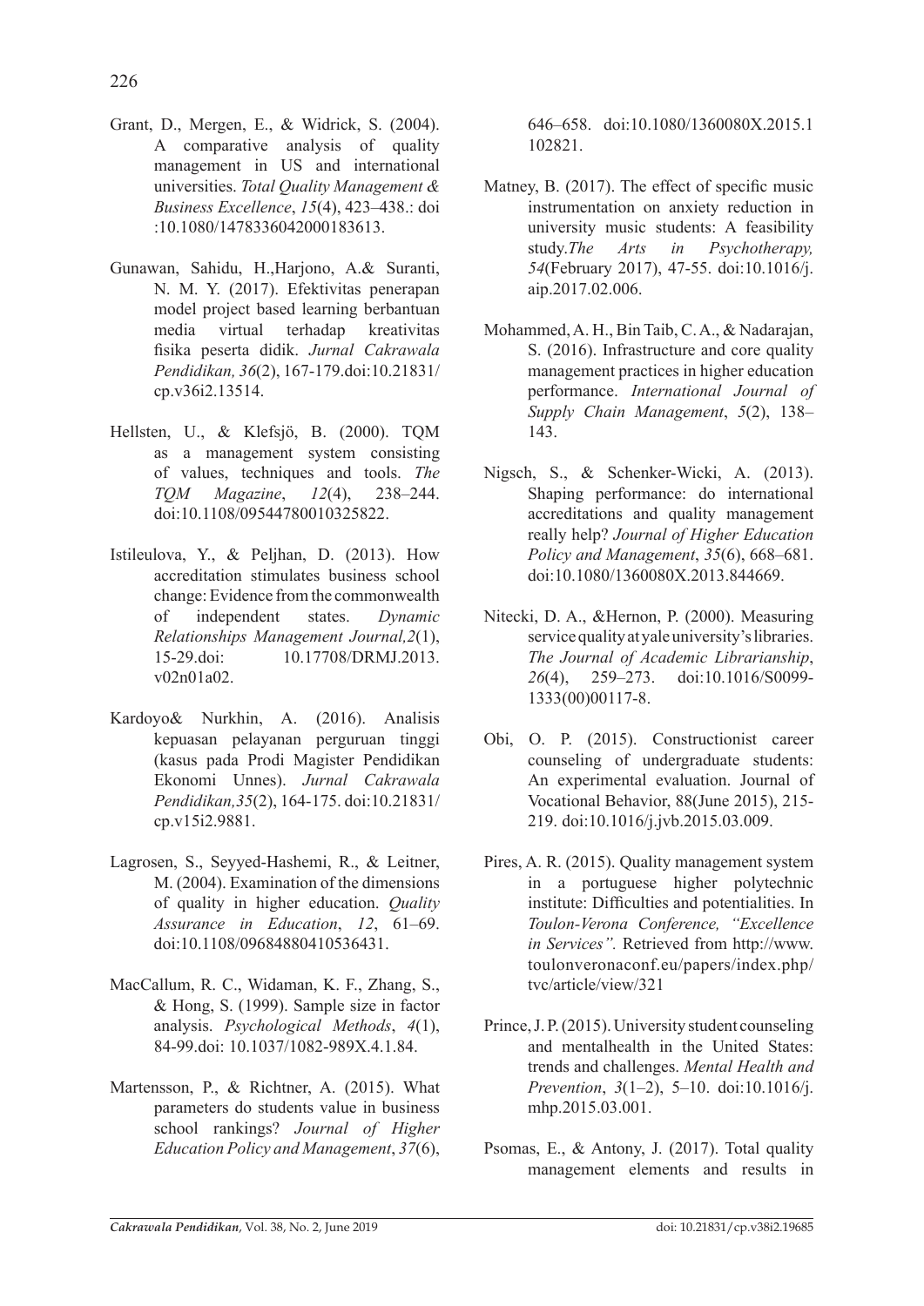Grant, D., Mergen, E., & Widrick, S. (2004). A comparative analysis of quality management in US and international universities. *Total Quality Management & Business Excellence*, *15*(4), 423–438.: doi :10.1080/1478336042000183613.

Gunawan, Sahidu, H.,Harjono, A.& Suranti, N. M. Y. (2017). Efektivitas penerapan model project based learning berbantuan media virtual terhadap kreativitas fisika peserta didik. *Jurnal Cakrawala Pendidikan, 36*(2), 167-179.doi:10.21831/cp.v36i2.13514.

Hellsten, U., & Klefsjö, B. (2000). TQM as a management system consisting of values, techniques and tools. *The TQM Magazine*, *12*(4), 238–244. doi:10.1108/09544780010325822.

Istileulova, Y., & Peljhan, D. (2013). How accreditation stimulates business school change: Evidence from the commonwealth of independent states. *Dynamic Relationships Management Journal,2*(1), 15-29.doi: 10.17708/DRMJ.2013.v02n01a02.

Kardoyo& Nurkhin, A. (2016). Analisis kepuasan pelayanan perguruan tinggi (kasus pada Prodi Magister Pendidikan Ekonomi Unnes). *Jurnal Cakrawala Pendidikan,35*(2), 164-175. doi:10.21831/cp.v15i2.9881.

Lagrosen, S., Seyyed-Hashemi, R., & Leitner, M. (2004). Examination of the dimensions of quality in higher education. *Quality Assurance in Education*, *12*, 61–69. doi:10.1108/09684880410536431.

MacCallum, R. C., Widaman, K. F., Zhang, S., & Hong, S. (1999). Sample size in factor analysis. *Psychological Methods*, *4*(1), 84-99.doi: 10.1037/1082-989X.4.1.84.

Martensson, P., & Richtner, A. (2015). What parameters do students value in business school rankings? *Journal of Higher Education Policy and Management*, *37*(6), 646–658. doi:10.1080/1360080X.2015.1102821.

Matney, B. (2017). The effect of specific music instrumentation on anxiety reduction in university music students: A feasibility study.*The Arts in Psychotherapy, 54*(February 2017), 47-55. doi:10.1016/j.aip.2017.02.006.

Mohammed, A. H., Bin Taib, C. A., & Nadarajan, S. (2016). Infrastructure and core quality management practices in higher education performance. *International Journal of Supply Chain Management*, *5*(2), 138–143.

Nigsch, S., & Schenker-Wicki, A. (2013). Shaping performance: do international accreditations and quality management really help? *Journal of Higher Education Policy and Management*, *35*(6), 668–681. doi:10.1080/1360080X.2013.844669.

Nitecki, D. A., &Hernon, P. (2000). Measuring service quality at yale university's libraries. *The Journal of Academic Librarianship*, *26*(4), 259–273. doi:10.1016/S0099-1333(00)00117-8.

Obi, O. P. (2015). Constructionist career counseling of undergraduate students: An experimental evaluation. Journal of Vocational Behavior, 88(June 2015), 215-219. doi:10.1016/j.jvb.2015.03.009.

Pires, A. R. (2015). Quality management system in a portuguese higher polytechnic institute: Difficulties and potentialities. In *Toulon-Verona Conference, "Excellence in Services".* Retrieved from http://www.toulonveronaconf.eu/papers/index.php/tvc/article/view/321

Prince, J. P. (2015). University student counseling and mentalhealth in the United States: trends and challenges. *Mental Health and Prevention*, *3*(1–2), 5–10. doi:10.1016/j.mhp.2015.03.001.

Psomas, E., & Antony, J. (2017). Total quality management elements and results in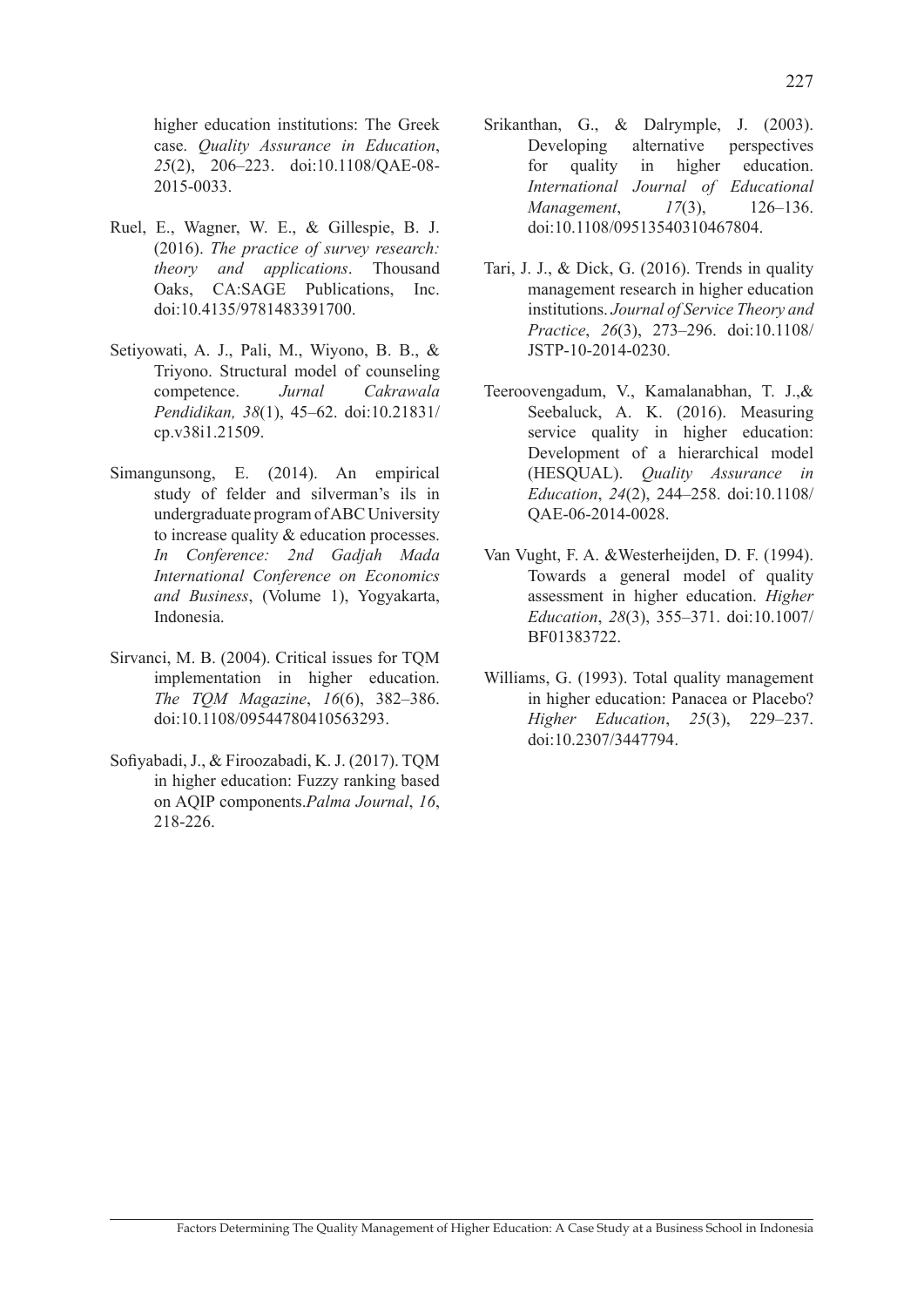higher education institutions: The Greek case. *Quality Assurance in Education*, *25*(2), 206–223. doi:10.1108/QAE-08-2015-0033.

Ruel, E., Wagner, W. E., & Gillespie, B. J. (2016). *The practice of survey research: theory and applications*. Thousand Oaks, CA:SAGE Publications, Inc. doi:10.4135/9781483391700.

Setiyowati, A. J., Pali, M., Wiyono, B. B., & Triyono. Structural model of counseling competence. *Jurnal Cakrawala Pendidikan, 38*(1), 45–62. doi:10.21831/cp.v38i1.21509.

Simangunsong, E. (2014). An empirical study of felder and silverman's ils in undergraduate program of ABC University to increase quality & education processes. *In Conference: 2nd Gadjah Mada International Conference on Economics and Business*, (Volume 1), Yogyakarta, Indonesia.

Sirvanci, M. B. (2004). Critical issues for TQM implementation in higher education. *The TQM Magazine*, *16*(6), 382–386. doi:10.1108/09544780410563293.

Sofiyabadi, J., & Firoozabadi, K. J. (2017). TQM in higher education: Fuzzy ranking based on AQIP components.*Palma Journal*, *16*, 218-226.

Srikanthan, G., & Dalrymple, J. (2003). Developing alternative perspectives for quality in higher education. *International Journal of Educational Management*, *17*(3), 126–136. doi:10.1108/09513540310467804.

Tari, J. J., & Dick, G. (2016). Trends in quality management research in higher education institutions. *Journal of Service Theory and Practice*, *26*(3), 273–296. doi:10.1108/JSTP-10-2014-0230.

Teeroovengadum, V., Kamalanabhan, T. J.,& Seebaluck, A. K. (2016). Measuring service quality in higher education: Development of a hierarchical model (HESQUAL). *Quality Assurance in Education*, *24*(2), 244–258. doi:10.1108/QAE-06-2014-0028.

Van Vught, F. A. &Westerheijden, D. F. (1994). Towards a general model of quality assessment in higher education. *Higher Education*, *28*(3), 355–371. doi:10.1007/BF01383722.

Williams, G. (1993). Total quality management in higher education: Panacea or Placebo? *Higher Education*, *25*(3), 229–237. doi:10.2307/3447794.